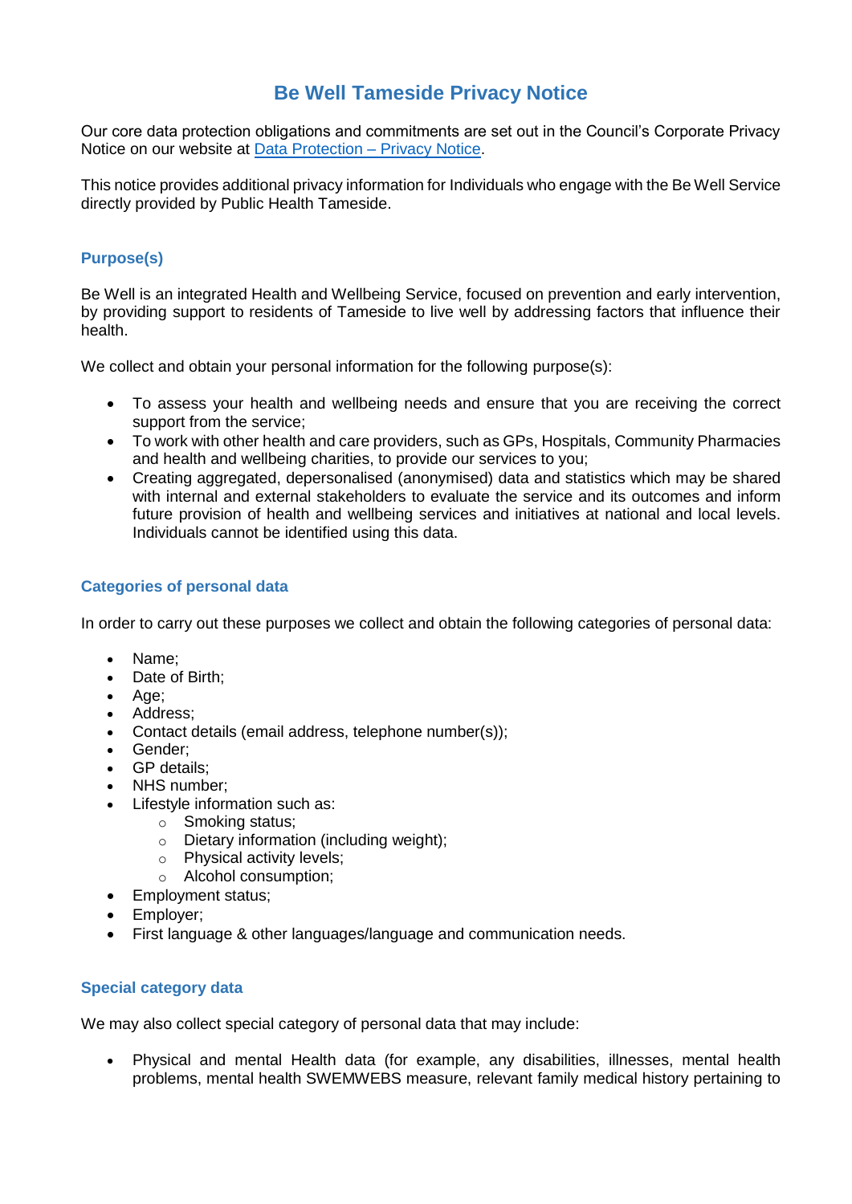# Be Well Tameside Privacy Notice

Our core data protection obligations and commitments are set out in the Council's Corporate Privacy Notice on our website at [Data Protection – Privacy Notice](#).

This notice provides additional privacy information for Individuals who engage with the Be Well Service directly provided by Public Health Tameside.

## Purpose(s)

Be Well is an integrated Health and Wellbeing Service, focused on prevention and early intervention, by providing support to residents of Tameside to live well by addressing factors that influence their health.

We collect and obtain your personal information for the following purpose(s):

- To assess your health and wellbeing needs and ensure that you are receiving the correct support from the service;
- To work with other health and care providers, such as GPs, Hospitals, Community Pharmacies and health and wellbeing charities, to provide our services to you;
- Creating aggregated, depersonalised (anonymised) data and statistics which may be shared with internal and external stakeholders to evaluate the service and its outcomes and inform future provision of health and wellbeing services and initiatives at national and local levels. Individuals cannot be identified using this data.

## Categories of personal data

In order to carry out these purposes we collect and obtain the following categories of personal data:

- Name;
- Date of Birth;
- Age;
- Address;
- Contact details (email address, telephone number(s));
- Gender;
- GP details;
- NHS number;
- Lifestyle information such as:
  - Smoking status;
  - Dietary information (including weight);
  - Physical activity levels;
  - Alcohol consumption;
- Employment status;
- Employer;
- First language & other languages/language and communication needs.

## Special category data

We may also collect special category of personal data that may include:

- Physical and mental Health data (for example, any disabilities, illnesses, mental health problems, mental health SWEMWEBS measure, relevant family medical history pertaining to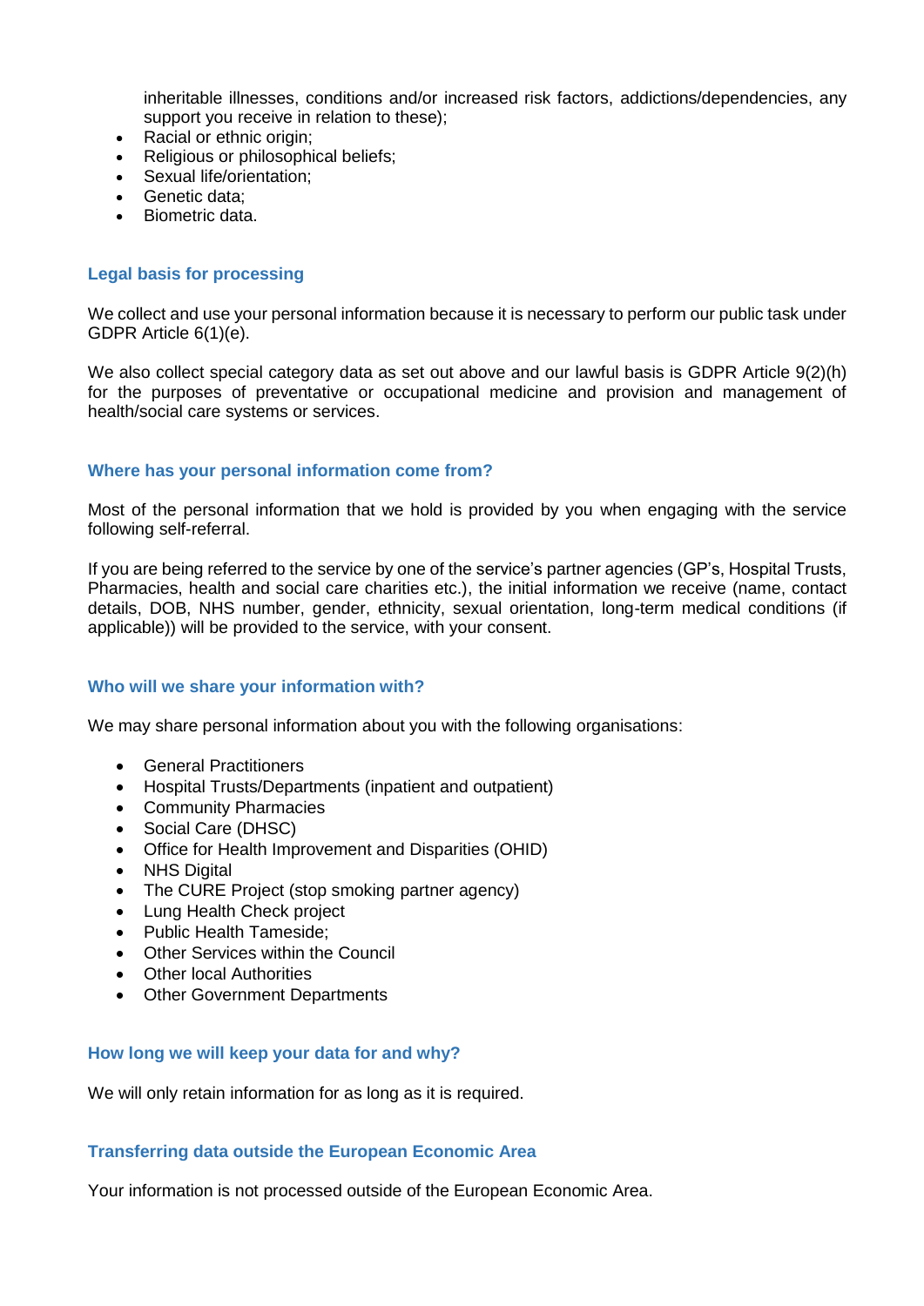inheritable illnesses, conditions and/or increased risk factors, addictions/dependencies, any support you receive in relation to these);

- Racial or ethnic origin;
- Religious or philosophical beliefs;
- Sexual life/orientation;
- Genetic data;
- Biometric data.

## Legal basis for processing

We collect and use your personal information because it is necessary to perform our public task under GDPR Article 6(1)(e).

We also collect special category data as set out above and our lawful basis is GDPR Article 9(2)(h) for the purposes of preventative or occupational medicine and provision and management of health/social care systems or services.

## Where has your personal information come from?

Most of the personal information that we hold is provided by you when engaging with the service following self-referral.

If you are being referred to the service by one of the service's partner agencies (GP's, Hospital Trusts, Pharmacies, health and social care charities etc.), the initial information we receive (name, contact details, DOB, NHS number, gender, ethnicity, sexual orientation, long-term medical conditions (if applicable)) will be provided to the service, with your consent.

## Who will we share your information with?

We may share personal information about you with the following organisations:

- General Practitioners
- Hospital Trusts/Departments (inpatient and outpatient)
- Community Pharmacies
- Social Care (DHSC)
- Office for Health Improvement and Disparities (OHID)
- NHS Digital
- The CURE Project (stop smoking partner agency)
- Lung Health Check project
- Public Health Tameside;
- Other Services within the Council
- Other local Authorities
- Other Government Departments

## How long we will keep your data for and why?

We will only retain information for as long as it is required.

## Transferring data outside the European Economic Area

Your information is not processed outside of the European Economic Area.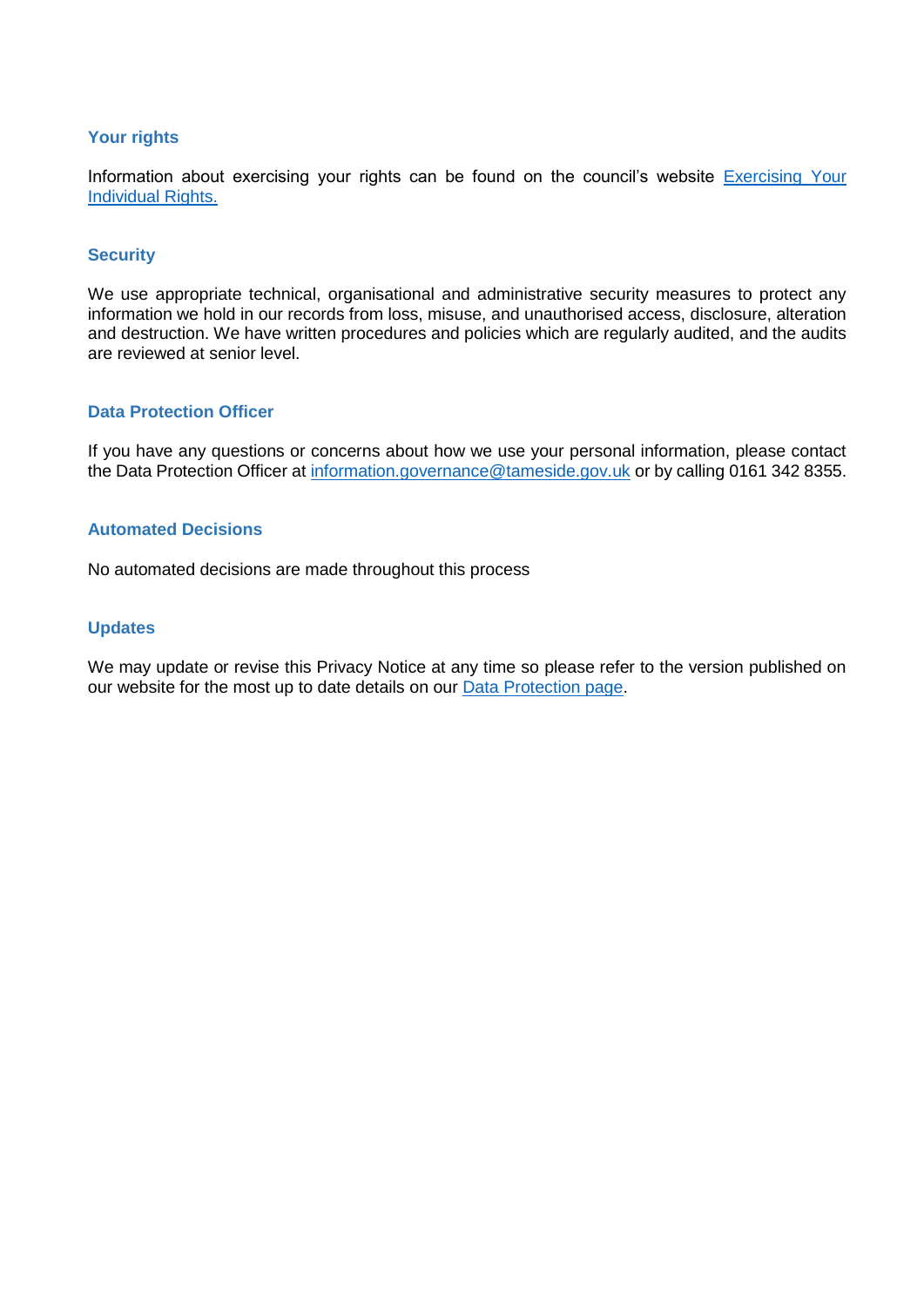### Your rights

Information about exercising your rights can be found on the council's website [Exercising Your Individual Rights.]()

### Security

We use appropriate technical, organisational and administrative security measures to protect any information we hold in our records from loss, misuse, and unauthorised access, disclosure, alteration and destruction. We have written procedures and policies which are regularly audited, and the audits are reviewed at senior level.

### Data Protection Officer

If you have any questions or concerns about how we use your personal information, please contact the Data Protection Officer at [information.governance@tameside.gov.uk](mailto:information.governance@tameside.gov.uk) or by calling 0161 342 8355.

### Automated Decisions

No automated decisions are made throughout this process

### Updates

We may update or revise this Privacy Notice at any time so please refer to the version published on our website for the most up to date details on our [Data Protection page]().